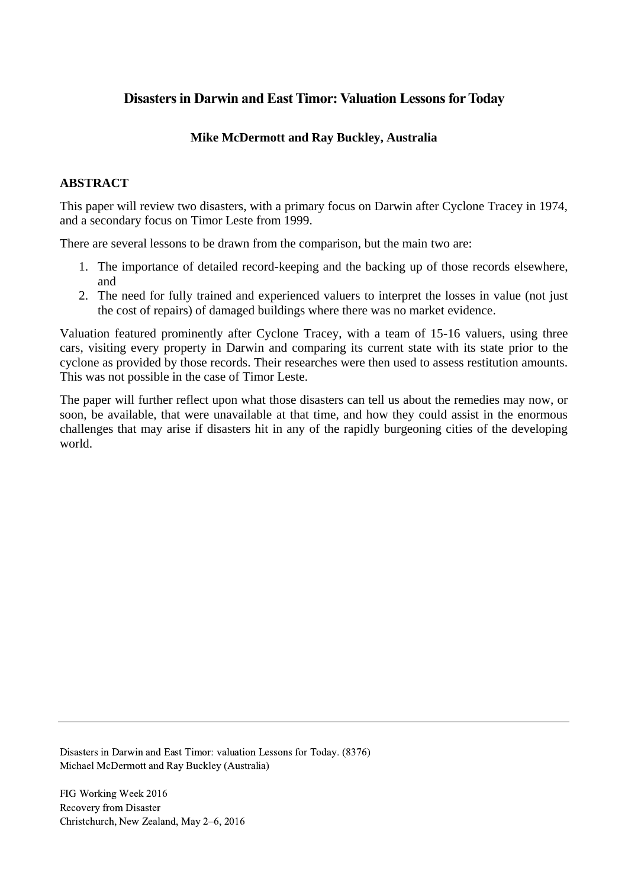# Disasters in Darwin and East Timor: Valuation Lessons for Today

**Mike McDermott and Ray Buckley, Australia**

## ABSTRACT

This paper will review two disasters, with a primary focus on Darwin after Cyclone Tracey in 1974, and a secondary focus on Timor Leste from 1999.

There are several lessons to be drawn from the comparison, but the main two are:

1. The importance of detailed record-keeping and the backing up of those records elsewhere, and
2. The need for fully trained and experienced valuers to interpret the losses in value (not just the cost of repairs) of damaged buildings where there was no market evidence.

Valuation featured prominently after Cyclone Tracey, with a team of 15-16 valuers, using three cars, visiting every property in Darwin and comparing its current state with its state prior to the cyclone as provided by those records. Their researches were then used to assess restitution amounts. This was not possible in the case of Timor Leste.

The paper will further reflect upon what those disasters can tell us about the remedies may now, or soon, be available, that were unavailable at that time, and how they could assist in the enormous challenges that may arise if disasters hit in any of the rapidly burgeoning cities of the developing world.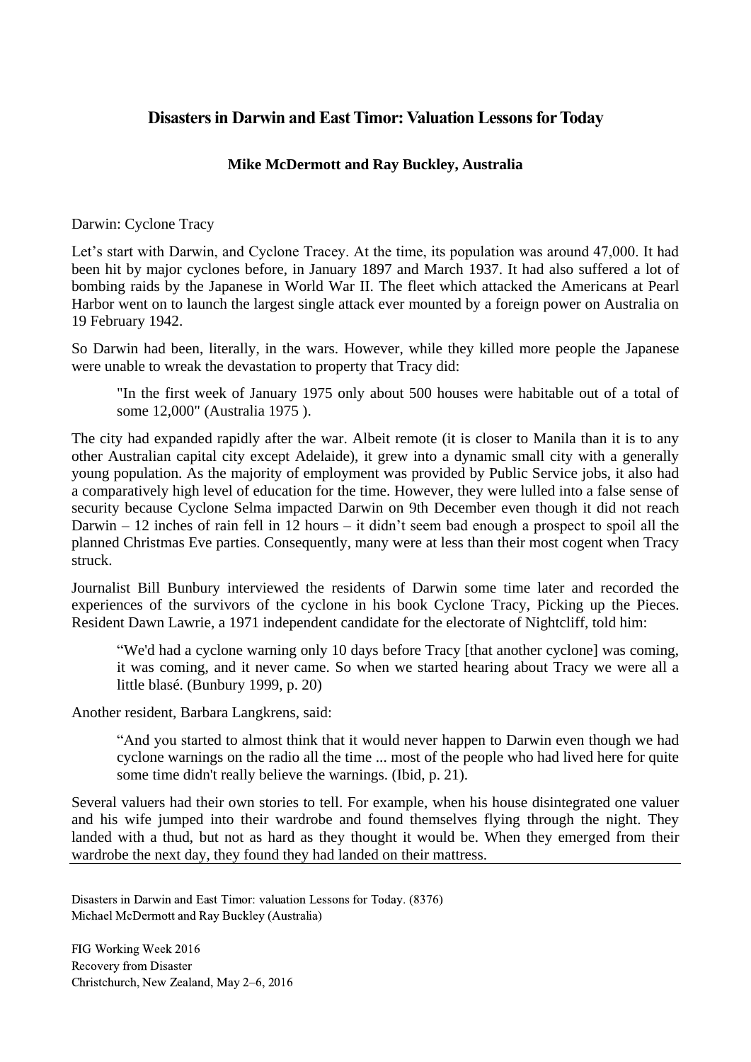## Disasters in Darwin and East Timor: Valuation Lessons for Today

**Mike McDermott and Ray Buckley, Australia**

Darwin: Cyclone Tracy

Let's start with Darwin, and Cyclone Tracey. At the time, its population was around 47,000. It had been hit by major cyclones before, in January 1897 and March 1937. It had also suffered a lot of bombing raids by the Japanese in World War II. The fleet which attacked the Americans at Pearl Harbor went on to launch the largest single attack ever mounted by a foreign power on Australia on 19 February 1942.

So Darwin had been, literally, in the wars. However, while they killed more people the Japanese were unable to wreak the devastation to property that Tracy did:

> "In the first week of January 1975 only about 500 houses were habitable out of a total of some 12,000" (Australia 1975 ).

The city had expanded rapidly after the war. Albeit remote (it is closer to Manila than it is to any other Australian capital city except Adelaide), it grew into a dynamic small city with a generally young population. As the majority of employment was provided by Public Service jobs, it also had a comparatively high level of education for the time. However, they were lulled into a false sense of security because Cyclone Selma impacted Darwin on 9th December even though it did not reach Darwin – 12 inches of rain fell in 12 hours – it didn't seem bad enough a prospect to spoil all the planned Christmas Eve parties. Consequently, many were at less than their most cogent when Tracy struck.

Journalist Bill Bunbury interviewed the residents of Darwin some time later and recorded the experiences of the survivors of the cyclone in his book Cyclone Tracy, Picking up the Pieces. Resident Dawn Lawrie, a 1971 independent candidate for the electorate of Nightcliff, told him:

> "We'd had a cyclone warning only 10 days before Tracy [that another cyclone] was coming, it was coming, and it never came. So when we started hearing about Tracy we were all a little blasé. (Bunbury 1999, p. 20)

Another resident, Barbara Langkrens, said:

> "And you started to almost think that it would never happen to Darwin even though we had cyclone warnings on the radio all the time ... most of the people who had lived here for quite some time didn't really believe the warnings. (Ibid, p. 21).

Several valuers had their own stories to tell. For example, when his house disintegrated one valuer and his wife jumped into their wardrobe and found themselves flying through the night. They landed with a thud, but not as hard as they thought it would be. When they emerged from their wardrobe the next day, they found they had landed on their mattress.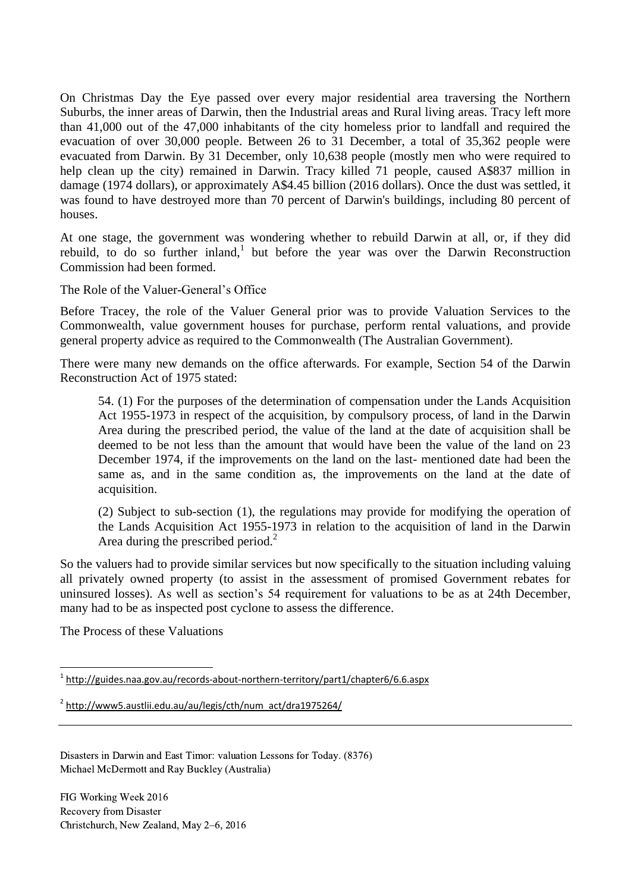On Christmas Day the Eye passed over every major residential area traversing the Northern Suburbs, the inner areas of Darwin, then the Industrial areas and Rural living areas. Tracy left more than 41,000 out of the 47,000 inhabitants of the city homeless prior to landfall and required the evacuation of over 30,000 people. Between 26 to 31 December, a total of 35,362 people were evacuated from Darwin. By 31 December, only 10,638 people (mostly men who were required to help clean up the city) remained in Darwin. Tracy killed 71 people, caused A$837 million in damage (1974 dollars), or approximately A$4.45 billion (2016 dollars). Once the dust was settled, it was found to have destroyed more than 70 percent of Darwin's buildings, including 80 percent of houses.

At one stage, the government was wondering whether to rebuild Darwin at all, or, if they did rebuild, to do so further inland,[1] but before the year was over the Darwin Reconstruction Commission had been formed.

The Role of the Valuer-General's Office

Before Tracey, the role of the Valuer General prior was to provide Valuation Services to the Commonwealth, value government houses for purchase, perform rental valuations, and provide general property advice as required to the Commonwealth (The Australian Government).

There were many new demands on the office afterwards. For example, Section 54 of the Darwin Reconstruction Act of 1975 stated:

> 54. (1) For the purposes of the determination of compensation under the Lands Acquisition Act 1955-1973 in respect of the acquisition, by compulsory process, of land in the Darwin Area during the prescribed period, the value of the land at the date of acquisition shall be deemed to be not less than the amount that would have been the value of the land on 23 December 1974, if the improvements on the land on the last- mentioned date had been the same as, and in the same condition as, the improvements on the land at the date of acquisition.
>
> (2) Subject to sub-section (1), the regulations may provide for modifying the operation of the Lands Acquisition Act 1955-1973 in relation to the acquisition of land in the Darwin Area during the prescribed period.[2]

So the valuers had to provide similar services but now specifically to the situation including valuing all privately owned property (to assist in the assessment of promised Government rebates for uninsured losses). As well as section's 54 requirement for valuations to be as at 24th December, many had to be as inspected post cyclone to assess the difference.

The Process of these Valuations

---

[1] http://guides.naa.gov.au/records-about-northern-territory/part1/chapter6/6.6.aspx

[2] http://www5.austlii.edu.au/au/legis/cth/num_act/dra1975264/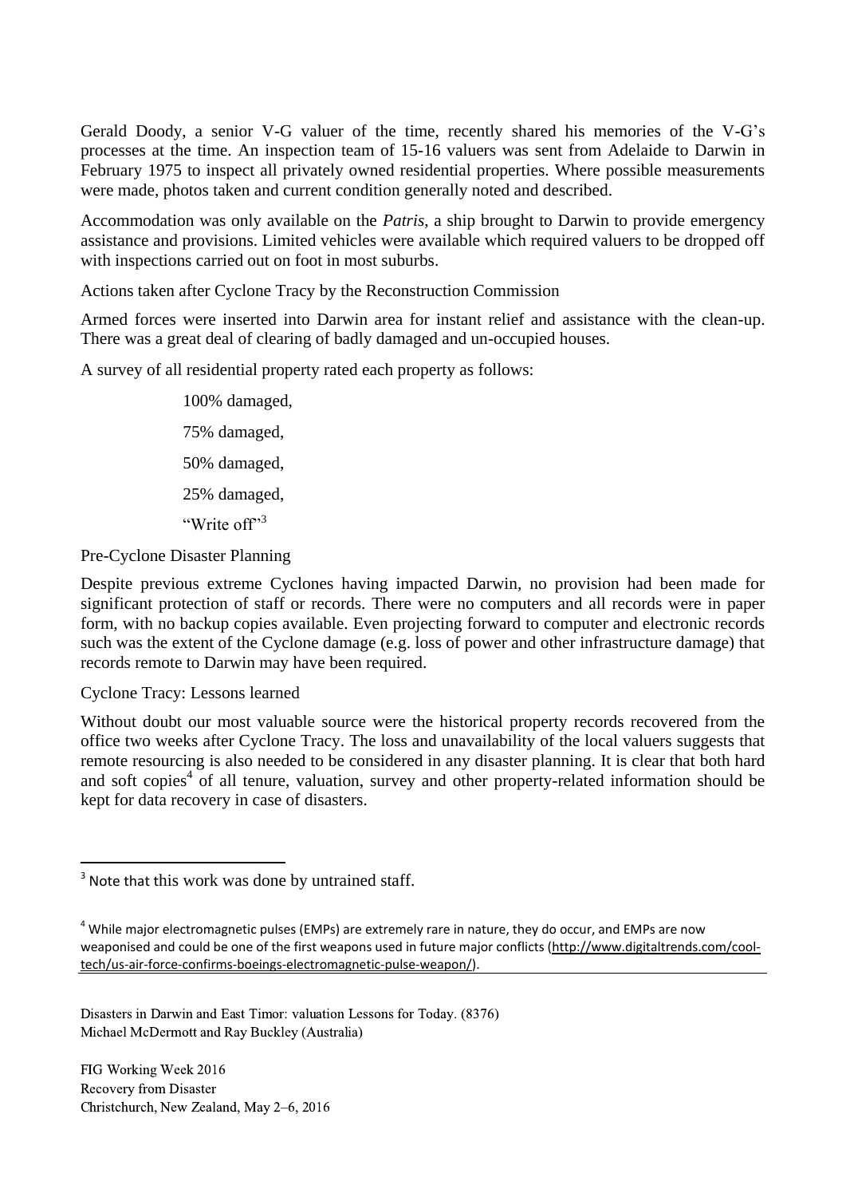Gerald Doody, a senior V-G valuer of the time, recently shared his memories of the V-G's processes at the time. An inspection team of 15-16 valuers was sent from Adelaide to Darwin in February 1975 to inspect all privately owned residential properties. Where possible measurements were made, photos taken and current condition generally noted and described.

Accommodation was only available on the *Patris*, a ship brought to Darwin to provide emergency assistance and provisions. Limited vehicles were available which required valuers to be dropped off with inspections carried out on foot in most suburbs.

Actions taken after Cyclone Tracy by the Reconstruction Commission

Armed forces were inserted into Darwin area for instant relief and assistance with the clean-up. There was a great deal of clearing of badly damaged and un-occupied houses.

A survey of all residential property rated each property as follows:

- 100% damaged,
- 75% damaged,
- 50% damaged,
- 25% damaged,
- "Write off"[3]

Pre-Cyclone Disaster Planning

Despite previous extreme Cyclones having impacted Darwin, no provision had been made for significant protection of staff or records. There were no computers and all records were in paper form, with no backup copies available. Even projecting forward to computer and electronic records such was the extent of the Cyclone damage (e.g. loss of power and other infrastructure damage) that records remote to Darwin may have been required.

Cyclone Tracy: Lessons learned

Without doubt our most valuable source were the historical property records recovered from the office two weeks after Cyclone Tracy. The loss and unavailability of the local valuers suggests that remote resourcing is also needed to be considered in any disaster planning. It is clear that both hard and soft copies[4] of all tenure, valuation, survey and other property-related information should be kept for data recovery in case of disasters.

---

[3] Note that this work was done by untrained staff.

[4] While major electromagnetic pulses (EMPs) are extremely rare in nature, they do occur, and EMPs are now weaponised and could be one of the first weapons used in future major conflicts (http://www.digitaltrends.com/cool-tech/us-air-force-confirms-boeings-electromagnetic-pulse-weapon/).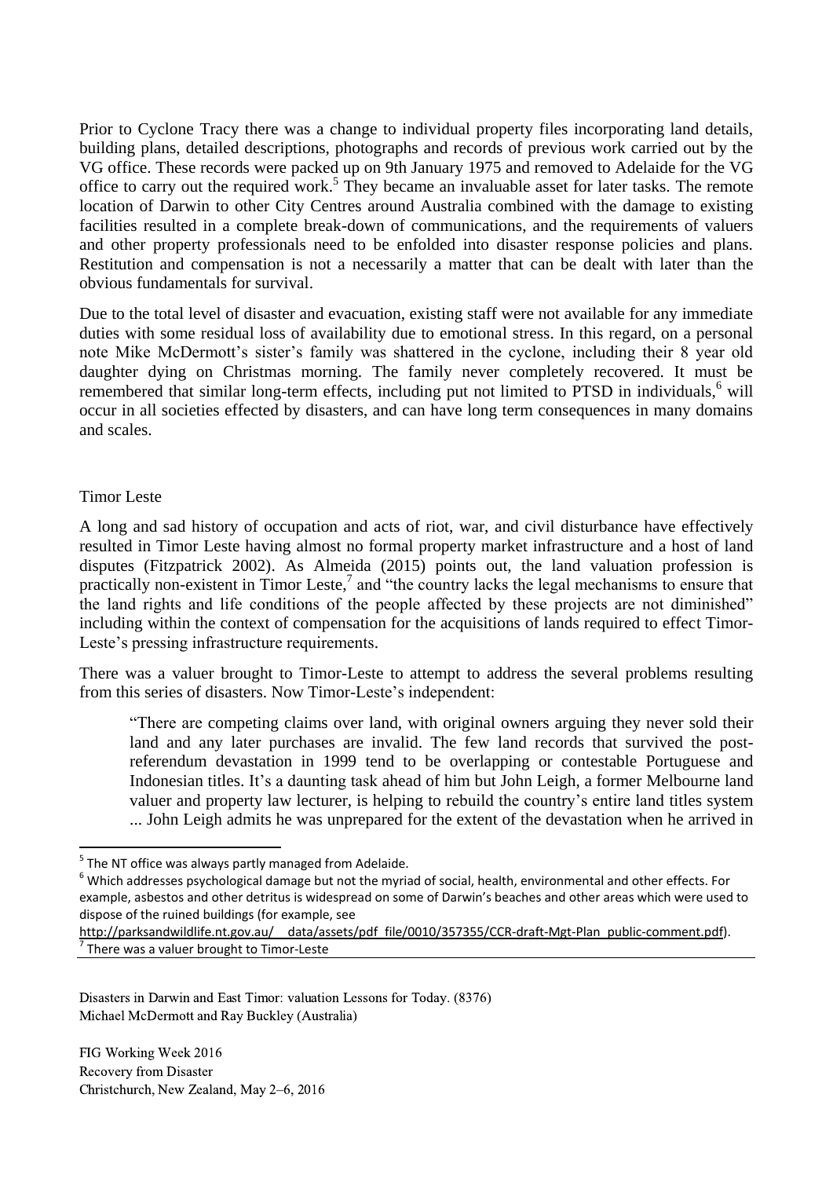Prior to Cyclone Tracy there was a change to individual property files incorporating land details, building plans, detailed descriptions, photographs and records of previous work carried out by the VG office. These records were packed up on 9th January 1975 and removed to Adelaide for the VG office to carry out the required work.[5] They became an invaluable asset for later tasks. The remote location of Darwin to other City Centres around Australia combined with the damage to existing facilities resulted in a complete break-down of communications, and the requirements of valuers and other property professionals need to be enfolded into disaster response policies and plans. Restitution and compensation is not a necessarily a matter that can be dealt with later than the obvious fundamentals for survival.

Due to the total level of disaster and evacuation, existing staff were not available for any immediate duties with some residual loss of availability due to emotional stress. In this regard, on a personal note Mike McDermott's sister's family was shattered in the cyclone, including their 8 year old daughter dying on Christmas morning. The family never completely recovered. It must be remembered that similar long-term effects, including put not limited to PTSD in individuals,[6] will occur in all societies effected by disasters, and can have long term consequences in many domains and scales.

Timor Leste

A long and sad history of occupation and acts of riot, war, and civil disturbance have effectively resulted in Timor Leste having almost no formal property market infrastructure and a host of land disputes (Fitzpatrick 2002). As Almeida (2015) points out, the land valuation profession is practically non-existent in Timor Leste,[7] and "the country lacks the legal mechanisms to ensure that the land rights and life conditions of the people affected by these projects are not diminished" including within the context of compensation for the acquisitions of lands required to effect Timor-Leste's pressing infrastructure requirements.

There was a valuer brought to Timor-Leste to attempt to address the several problems resulting from this series of disasters. Now Timor-Leste's independent:

> "There are competing claims over land, with original owners arguing they never sold their land and any later purchases are invalid. The few land records that survived the post-referendum devastation in 1999 tend to be overlapping or contestable Portuguese and Indonesian titles. It's a daunting task ahead of him but John Leigh, a former Melbourne land valuer and property law lecturer, is helping to rebuild the country's entire land titles system ... John Leigh admits he was unprepared for the extent of the devastation when he arrived in

---

[5] The NT office was always partly managed from Adelaide.

[6] Which addresses psychological damage but not the myriad of social, health, environmental and other effects. For example, asbestos and other detritus is widespread on some of Darwin's beaches and other areas which were used to dispose of the ruined buildings (for example, see http://parksandwildlife.nt.gov.au/__data/assets/pdf_file/0010/357355/CCR-draft-Mgt-Plan_public-comment.pdf).

[7] There was a valuer brought to Timor-Leste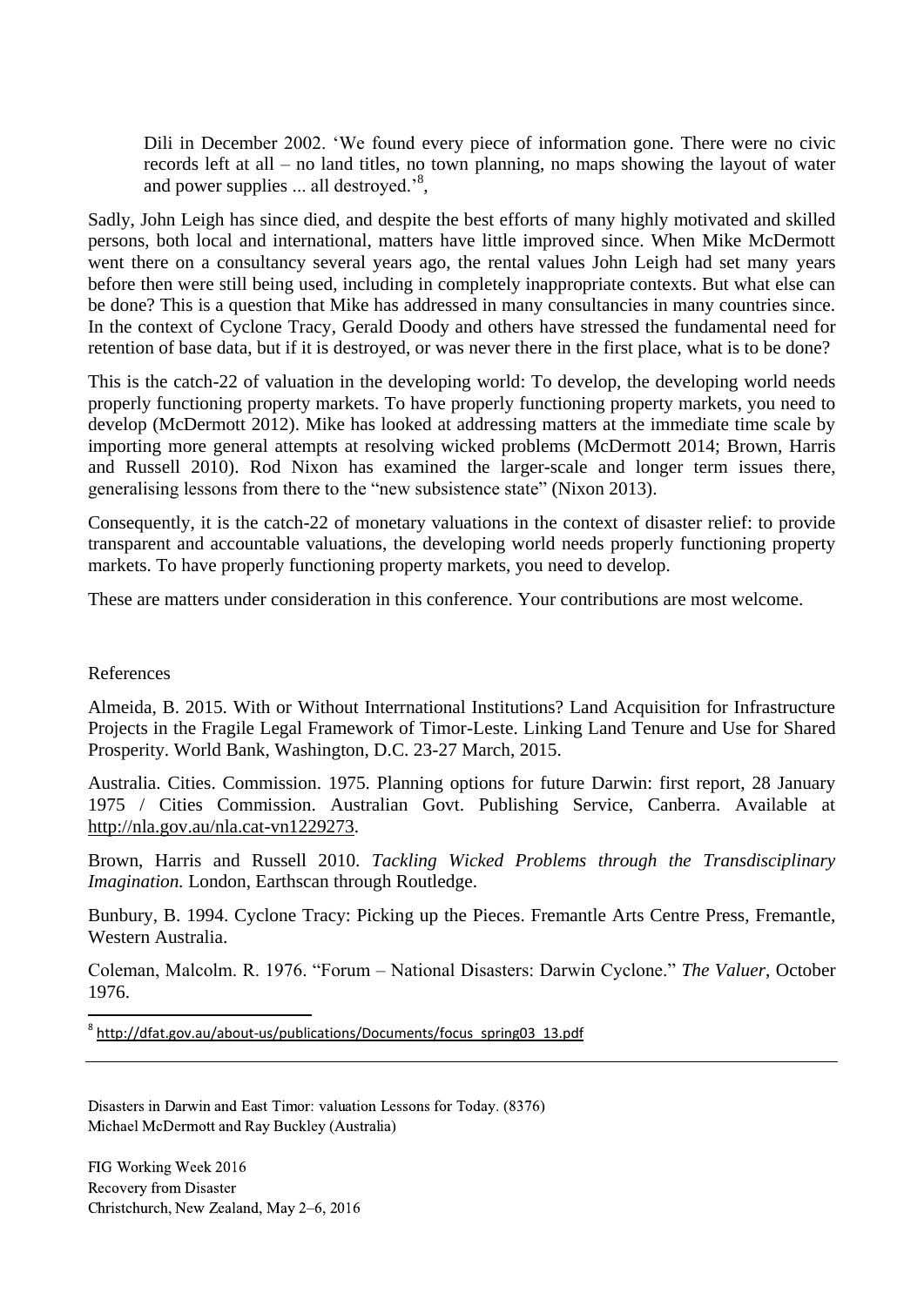Dili in December 2002. 'We found every piece of information gone. There were no civic records left at all – no land titles, no town planning, no maps showing the layout of water and power supplies ... all destroyed.'[8],

Sadly, John Leigh has since died, and despite the best efforts of many highly motivated and skilled persons, both local and international, matters have little improved since. When Mike McDermott went there on a consultancy several years ago, the rental values John Leigh had set many years before then were still being used, including in completely inappropriate contexts. But what else can be done? This is a question that Mike has addressed in many consultancies in many countries since. In the context of Cyclone Tracy, Gerald Doody and others have stressed the fundamental need for retention of base data, but if it is destroyed, or was never there in the first place, what is to be done?

This is the catch-22 of valuation in the developing world: To develop, the developing world needs properly functioning property markets. To have properly functioning property markets, you need to develop (McDermott 2012). Mike has looked at addressing matters at the immediate time scale by importing more general attempts at resolving wicked problems (McDermott 2014; Brown, Harris and Russell 2010). Rod Nixon has examined the larger-scale and longer term issues there, generalising lessons from there to the "new subsistence state" (Nixon 2013).

Consequently, it is the catch-22 of monetary valuations in the context of disaster relief: to provide transparent and accountable valuations, the developing world needs properly functioning property markets. To have properly functioning property markets, you need to develop.

These are matters under consideration in this conference. Your contributions are most welcome.

References

Almeida, B. 2015. With or Without Interrnational Institutions? Land Acquisition for Infrastructure Projects in the Fragile Legal Framework of Timor-Leste. Linking Land Tenure and Use for Shared Prosperity. World Bank, Washington, D.C. 23-27 March, 2015.

Australia. Cities. Commission. 1975. Planning options for future Darwin: first report, 28 January 1975 / Cities Commission. Australian Govt. Publishing Service, Canberra. Available at http://nla.gov.au/nla.cat-vn1229273.

Brown, Harris and Russell 2010. *Tackling Wicked Problems through the Transdisciplinary Imagination.* London, Earthscan through Routledge.

Bunbury, B. 1994. Cyclone Tracy: Picking up the Pieces. Fremantle Arts Centre Press, Fremantle, Western Australia.

Coleman, Malcolm. R. 1976. "Forum – National Disasters: Darwin Cyclone." *The Valuer*, October 1976.

[8] http://dfat.gov.au/about-us/publications/Documents/focus_spring03_13.pdf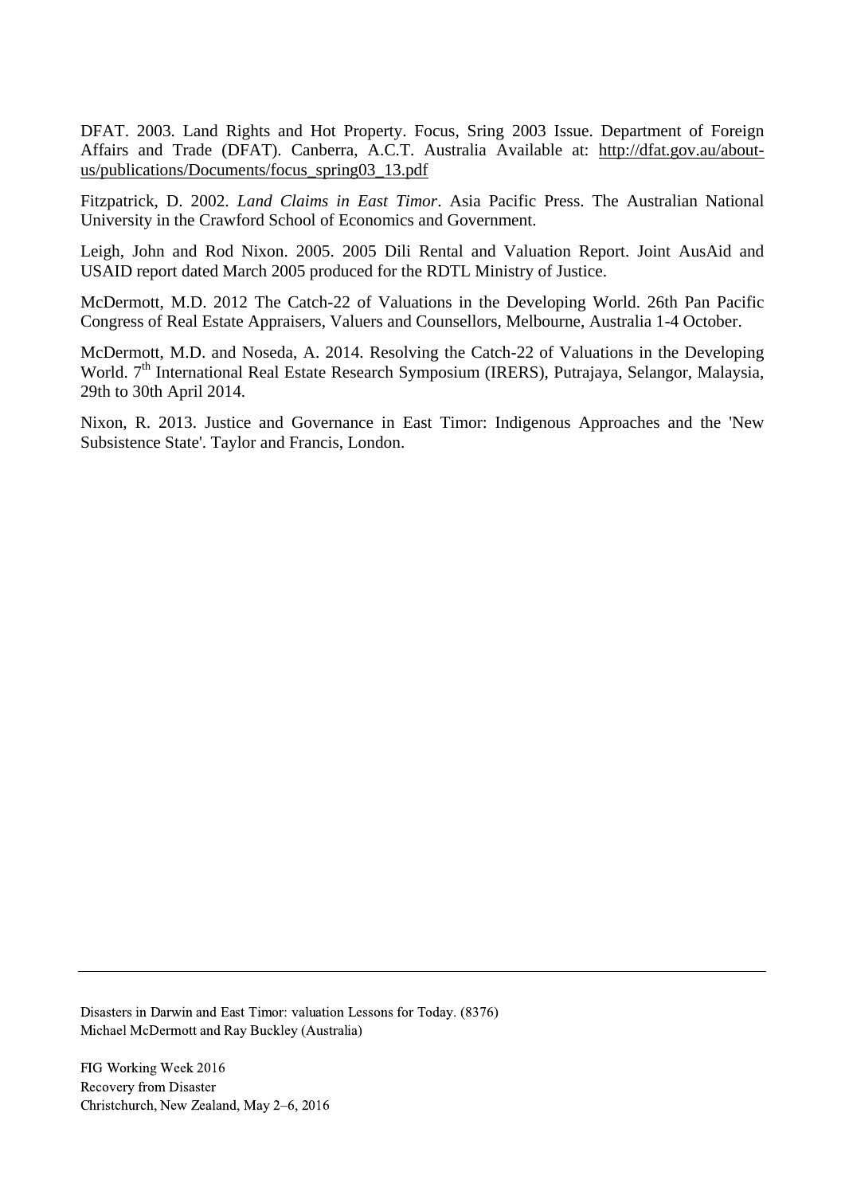DFAT. 2003. Land Rights and Hot Property. Focus, Sring 2003 Issue. Department of Foreign Affairs and Trade (DFAT). Canberra, A.C.T. Australia Available at: http://dfat.gov.au/about-us/publications/Documents/focus_spring03_13.pdf

Fitzpatrick, D. 2002. *Land Claims in East Timor*. Asia Pacific Press. The Australian National University in the Crawford School of Economics and Government.

Leigh, John and Rod Nixon. 2005. 2005 Dili Rental and Valuation Report. Joint AusAid and USAID report dated March 2005 produced for the RDTL Ministry of Justice.

McDermott, M.D. 2012 The Catch-22 of Valuations in the Developing World. 26th Pan Pacific Congress of Real Estate Appraisers, Valuers and Counsellors, Melbourne, Australia 1-4 October.

McDermott, M.D. and Noseda, A. 2014. Resolving the Catch-22 of Valuations in the Developing World. 7th International Real Estate Research Symposium (IRERS), Putrajaya, Selangor, Malaysia, 29th to 30th April 2014.

Nixon, R. 2013. Justice and Governance in East Timor: Indigenous Approaches and the 'New Subsistence State'. Taylor and Francis, London.